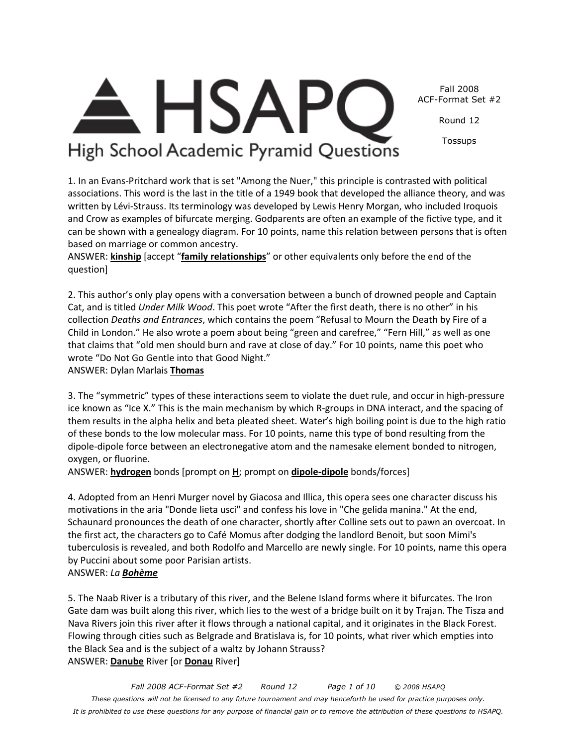# HSAPQ

High School Academic Pyramid Questions

Fall 2008
ACF-Format Set #2

Round 12

Tossups

1. In an Evans-Pritchard work that is set "Among the Nuer," this principle is contrasted with political associations. This word is the last in the title of a 1949 book that developed the alliance theory, and was written by Lévi-Strauss. Its terminology was developed by Lewis Henry Morgan, who included Iroquois and Crow as examples of bifurcate merging. Godparents are often an example of the fictive type, and it can be shown with a genealogy diagram. For 10 points, name this relation between persons that is often based on marriage or common ancestry.
ANSWER: **kinship** [accept "**family relationships**" or other equivalents only before the end of the question]

2. This author's only play opens with a conversation between a bunch of drowned people and Captain Cat, and is titled *Under Milk Wood*. This poet wrote "After the first death, there is no other" in his collection *Deaths and Entrances*, which contains the poem "Refusal to Mourn the Death by Fire of a Child in London." He also wrote a poem about being "green and carefree," "Fern Hill," as well as one that claims that "old men should burn and rave at close of day." For 10 points, name this poet who wrote "Do Not Go Gentle into that Good Night."
ANSWER: Dylan Marlais **Thomas**

3. The "symmetric" types of these interactions seem to violate the duet rule, and occur in high-pressure ice known as "Ice X." This is the main mechanism by which R-groups in DNA interact, and the spacing of them results in the alpha helix and beta pleated sheet. Water's high boiling point is due to the high ratio of these bonds to the low molecular mass. For 10 points, name this type of bond resulting from the dipole-dipole force between an electronegative atom and the namesake element bonded to nitrogen, oxygen, or fluorine.
ANSWER: **hydrogen** bonds [prompt on **H**; prompt on **dipole-dipole** bonds/forces]

4. Adopted from an Henri Murger novel by Giacosa and Illica, this opera sees one character discuss his motivations in the aria "Donde lieta usci" and confess his love in "Che gelida manina." At the end, Schaunard pronounces the death of one character, shortly after Colline sets out to pawn an overcoat. In the first act, the characters go to Café Momus after dodging the landlord Benoit, but soon Mimi's tuberculosis is revealed, and both Rodolfo and Marcello are newly single. For 10 points, name this opera by Puccini about some poor Parisian artists.
ANSWER: *La **Bohème***

5. The Naab River is a tributary of this river, and the Belene Island forms where it bifurcates. The Iron Gate dam was built along this river, which lies to the west of a bridge built on it by Trajan. The Tisza and Nava Rivers join this river after it flows through a national capital, and it originates in the Black Forest. Flowing through cities such as Belgrade and Bratislava is, for 10 points, what river which empties into the Black Sea and is the subject of a waltz by Johann Strauss?
ANSWER: **Danube** River [or **Donau** River]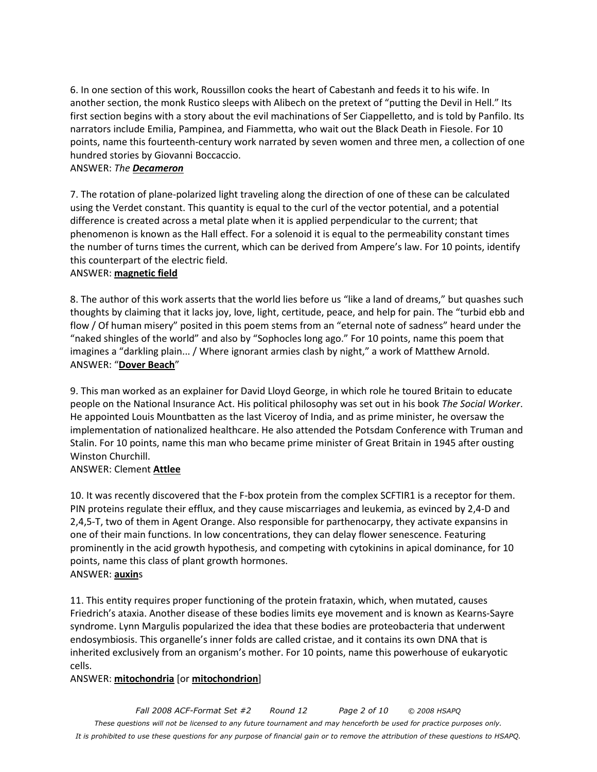6. In one section of this work, Roussillon cooks the heart of Cabestanh and feeds it to his wife. In another section, the monk Rustico sleeps with Alibech on the pretext of "putting the Devil in Hell." Its first section begins with a story about the evil machinations of Ser Ciappelletto, and is told by Panfilo. Its narrators include Emilia, Pampinea, and Fiammetta, who wait out the Black Death in Fiesole. For 10 points, name this fourteenth-century work narrated by seven women and three men, a collection of one hundred stories by Giovanni Boccaccio.

ANSWER: *The* ***Decameron***

7. The rotation of plane-polarized light traveling along the direction of one of these can be calculated using the Verdet constant. This quantity is equal to the curl of the vector potential, and a potential difference is created across a metal plate when it is applied perpendicular to the current; that phenomenon is known as the Hall effect. For a solenoid it is equal to the permeability constant times the number of turns times the current, which can be derived from Ampere's law. For 10 points, identify this counterpart of the electric field.

ANSWER: **magnetic field**

8. The author of this work asserts that the world lies before us "like a land of dreams," but quashes such thoughts by claiming that it lacks joy, love, light, certitude, peace, and help for pain. The "turbid ebb and flow / Of human misery" posited in this poem stems from an "eternal note of sadness" heard under the "naked shingles of the world" and also by "Sophocles long ago." For 10 points, name this poem that imagines a "darkling plain... / Where ignorant armies clash by night," a work of Matthew Arnold.

ANSWER: "**Dover Beach**"

9. This man worked as an explainer for David Lloyd George, in which role he toured Britain to educate people on the National Insurance Act. His political philosophy was set out in his book *The Social Worker*. He appointed Louis Mountbatten as the last Viceroy of India, and as prime minister, he oversaw the implementation of nationalized healthcare. He also attended the Potsdam Conference with Truman and Stalin. For 10 points, name this man who became prime minister of Great Britain in 1945 after ousting Winston Churchill.

ANSWER: Clement **Attlee**

10. It was recently discovered that the F-box protein from the complex SCFTIR1 is a receptor for them. PIN proteins regulate their efflux, and they cause miscarriages and leukemia, as evinced by 2,4-D and 2,4,5-T, two of them in Agent Orange. Also responsible for parthenocarpy, they activate expansins in one of their main functions. In low concentrations, they can delay flower senescence. Featuring prominently in the acid growth hypothesis, and competing with cytokinins in apical dominance, for 10 points, name this class of plant growth hormones.

ANSWER: **auxin**s

11. This entity requires proper functioning of the protein frataxin, which, when mutated, causes Friedrich's ataxia. Another disease of these bodies limits eye movement and is known as Kearns-Sayre syndrome. Lynn Margulis popularized the idea that these bodies are proteobacteria that underwent endosymbiosis. This organelle's inner folds are called cristae, and it contains its own DNA that is inherited exclusively from an organism's mother. For 10 points, name this powerhouse of eukaryotic cells.

ANSWER: **mitochondria** [or **mitochondrion**]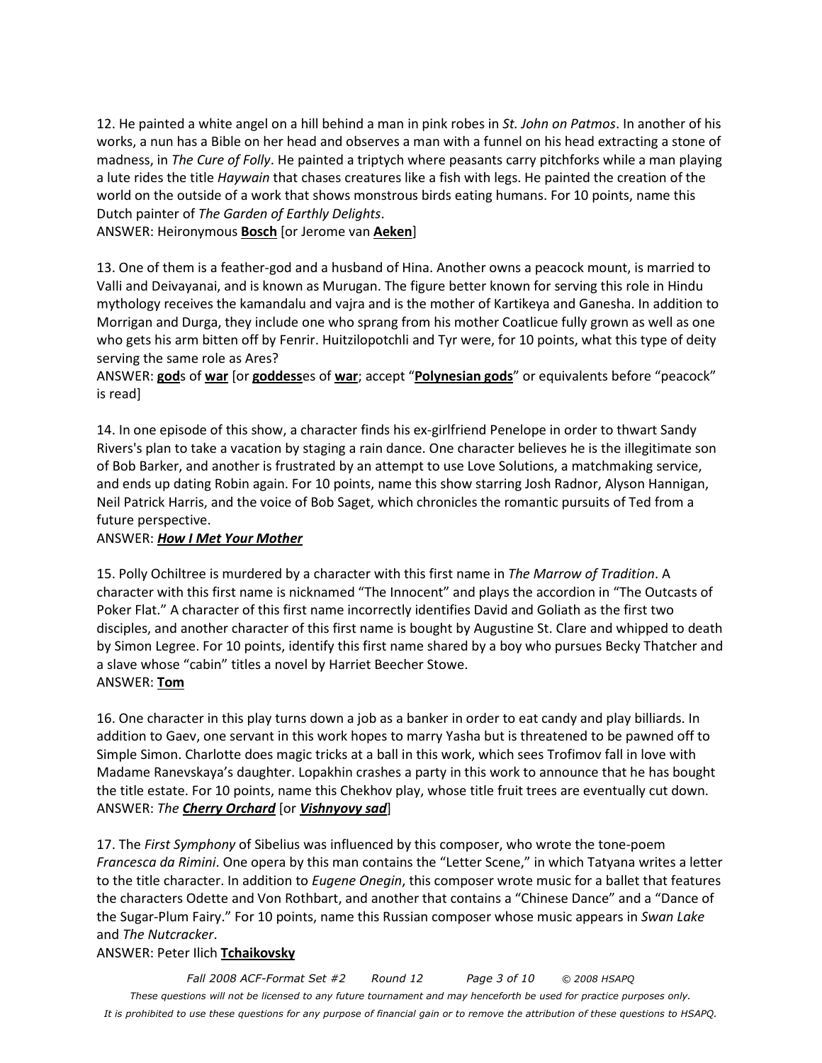12. He painted a white angel on a hill behind a man in pink robes in *St. John on Patmos*. In another of his works, a nun has a Bible on her head and observes a man with a funnel on his head extracting a stone of madness, in *The Cure of Folly*. He painted a triptych where peasants carry pitchforks while a man playing a lute rides the title *Haywain* that chases creatures like a fish with legs. He painted the creation of the world on the outside of a work that shows monstrous birds eating humans. For 10 points, name this Dutch painter of *The Garden of Earthly Delights*.
ANSWER: Heironymous **Bosch** [or Jerome van **Aeken**]

13. One of them is a feather-god and a husband of Hina. Another owns a peacock mount, is married to Valli and Deivayanai, and is known as Murugan. The figure better known for serving this role in Hindu mythology receives the kamandalu and vajra and is the mother of Kartikeya and Ganesha. In addition to Morrigan and Durga, they include one who sprang from his mother Coatlicue fully grown as well as one who gets his arm bitten off by Fenrir. Huitzilopotchli and Tyr were, for 10 points, what this type of deity serving the same role as Ares?
ANSWER: **god**s of **war** [or **goddess**es of **war**; accept "**Polynesian gods**" or equivalents before "peacock" is read]

14. In one episode of this show, a character finds his ex-girlfriend Penelope in order to thwart Sandy Rivers's plan to take a vacation by staging a rain dance. One character believes he is the illegitimate son of Bob Barker, and another is frustrated by an attempt to use Love Solutions, a matchmaking service, and ends up dating Robin again. For 10 points, name this show starring Josh Radnor, Alyson Hannigan, Neil Patrick Harris, and the voice of Bob Saget, which chronicles the romantic pursuits of Ted from a future perspective.
ANSWER: ***How I Met Your Mother***

15. Polly Ochiltree is murdered by a character with this first name in *The Marrow of Tradition*. A character with this first name is nicknamed "The Innocent" and plays the accordion in "The Outcasts of Poker Flat." A character of this first name incorrectly identifies David and Goliath as the first two disciples, and another character of this first name is bought by Augustine St. Clare and whipped to death by Simon Legree. For 10 points, identify this first name shared by a boy who pursues Becky Thatcher and a slave whose "cabin" titles a novel by Harriet Beecher Stowe.
ANSWER: **Tom**

16. One character in this play turns down a job as a banker in order to eat candy and play billiards. In addition to Gaev, one servant in this work hopes to marry Yasha but is threatened to be pawned off to Simple Simon. Charlotte does magic tricks at a ball in this work, which sees Trofimov fall in love with Madame Ranevskaya's daughter. Lopakhin crashes a party in this work to announce that he has bought the title estate. For 10 points, name this Chekhov play, whose title fruit trees are eventually cut down.
ANSWER: *The* ***Cherry Orchard*** [or ***Vishnyovy sad***]

17. The *First Symphony* of Sibelius was influenced by this composer, who wrote the tone-poem *Francesca da Rimini*. One opera by this man contains the "Letter Scene," in which Tatyana writes a letter to the title character. In addition to *Eugene Onegin*, this composer wrote music for a ballet that features the characters Odette and Von Rothbart, and another that contains a "Chinese Dance" and a "Dance of the Sugar-Plum Fairy." For 10 points, name this Russian composer whose music appears in *Swan Lake* and *The Nutcracker*.
ANSWER: Peter Ilich **Tchaikovsky**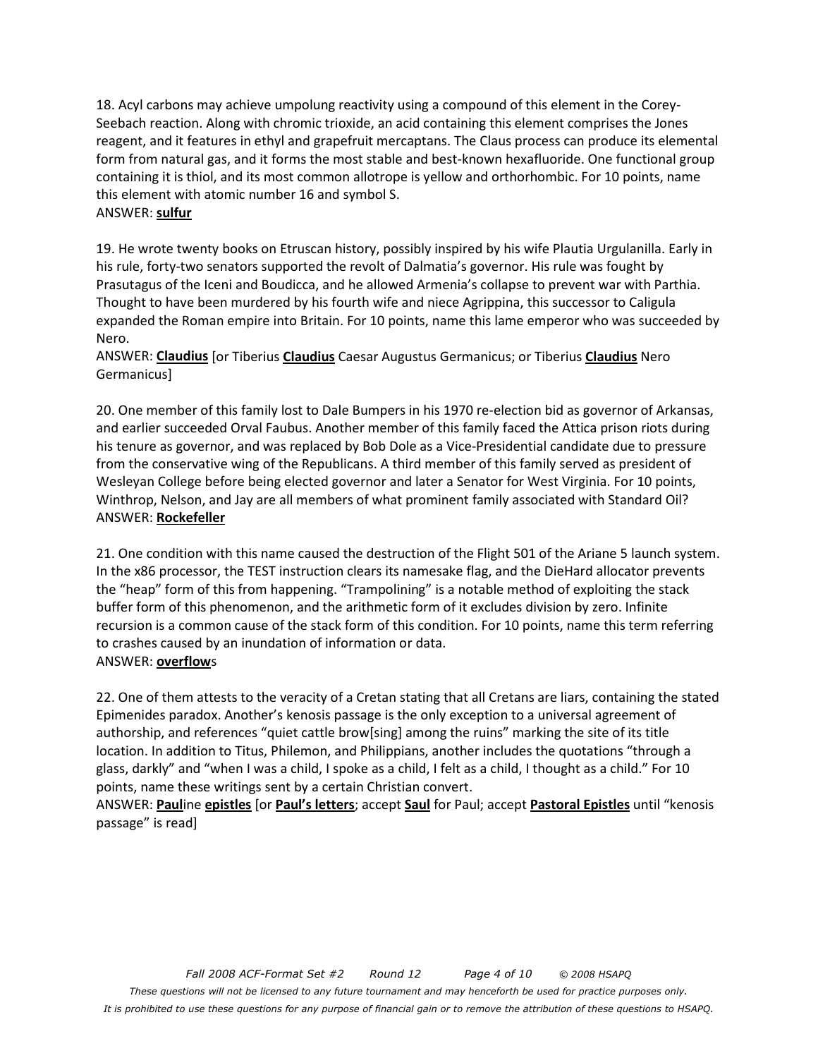18. Acyl carbons may achieve umpolung reactivity using a compound of this element in the Corey-Seebach reaction. Along with chromic trioxide, an acid containing this element comprises the Jones reagent, and it features in ethyl and grapefruit mercaptans. The Claus process can produce its elemental form from natural gas, and it forms the most stable and best-known hexafluoride. One functional group containing it is thiol, and its most common allotrope is yellow and orthorhombic. For 10 points, name this element with atomic number 16 and symbol S.

ANSWER: **sulfur**

19. He wrote twenty books on Etruscan history, possibly inspired by his wife Plautia Urgulanilla. Early in his rule, forty-two senators supported the revolt of Dalmatia's governor. His rule was fought by Prasutagus of the Iceni and Boudicca, and he allowed Armenia's collapse to prevent war with Parthia. Thought to have been murdered by his fourth wife and niece Agrippina, this successor to Caligula expanded the Roman empire into Britain. For 10 points, name this lame emperor who was succeeded by Nero.

ANSWER: **Claudius** [or Tiberius **Claudius** Caesar Augustus Germanicus; or Tiberius **Claudius** Nero Germanicus]

20. One member of this family lost to Dale Bumpers in his 1970 re-election bid as governor of Arkansas, and earlier succeeded Orval Faubus. Another member of this family faced the Attica prison riots during his tenure as governor, and was replaced by Bob Dole as a Vice-Presidential candidate due to pressure from the conservative wing of the Republicans. A third member of this family served as president of Wesleyan College before being elected governor and later a Senator for West Virginia. For 10 points, Winthrop, Nelson, and Jay are all members of what prominent family associated with Standard Oil?

ANSWER: **Rockefeller**

21. One condition with this name caused the destruction of the Flight 501 of the Ariane 5 launch system. In the x86 processor, the TEST instruction clears its namesake flag, and the DieHard allocator prevents the "heap" form of this from happening. "Trampolining" is a notable method of exploiting the stack buffer form of this phenomenon, and the arithmetic form of it excludes division by zero. Infinite recursion is a common cause of the stack form of this condition. For 10 points, name this term referring to crashes caused by an inundation of information or data.

ANSWER: **overflow**s

22. One of them attests to the veracity of a Cretan stating that all Cretans are liars, containing the stated Epimenides paradox. Another's kenosis passage is the only exception to a universal agreement of authorship, and references "quiet cattle brow[sing] among the ruins" marking the site of its title location. In addition to Titus, Philemon, and Philippians, another includes the quotations "through a glass, darkly" and "when I was a child, I spoke as a child, I felt as a child, I thought as a child." For 10 points, name these writings sent by a certain Christian convert.

ANSWER: **Paul**ine **epistles** [or **Paul's letters**; accept **Saul** for Paul; accept **Pastoral Epistles** until "kenosis passage" is read]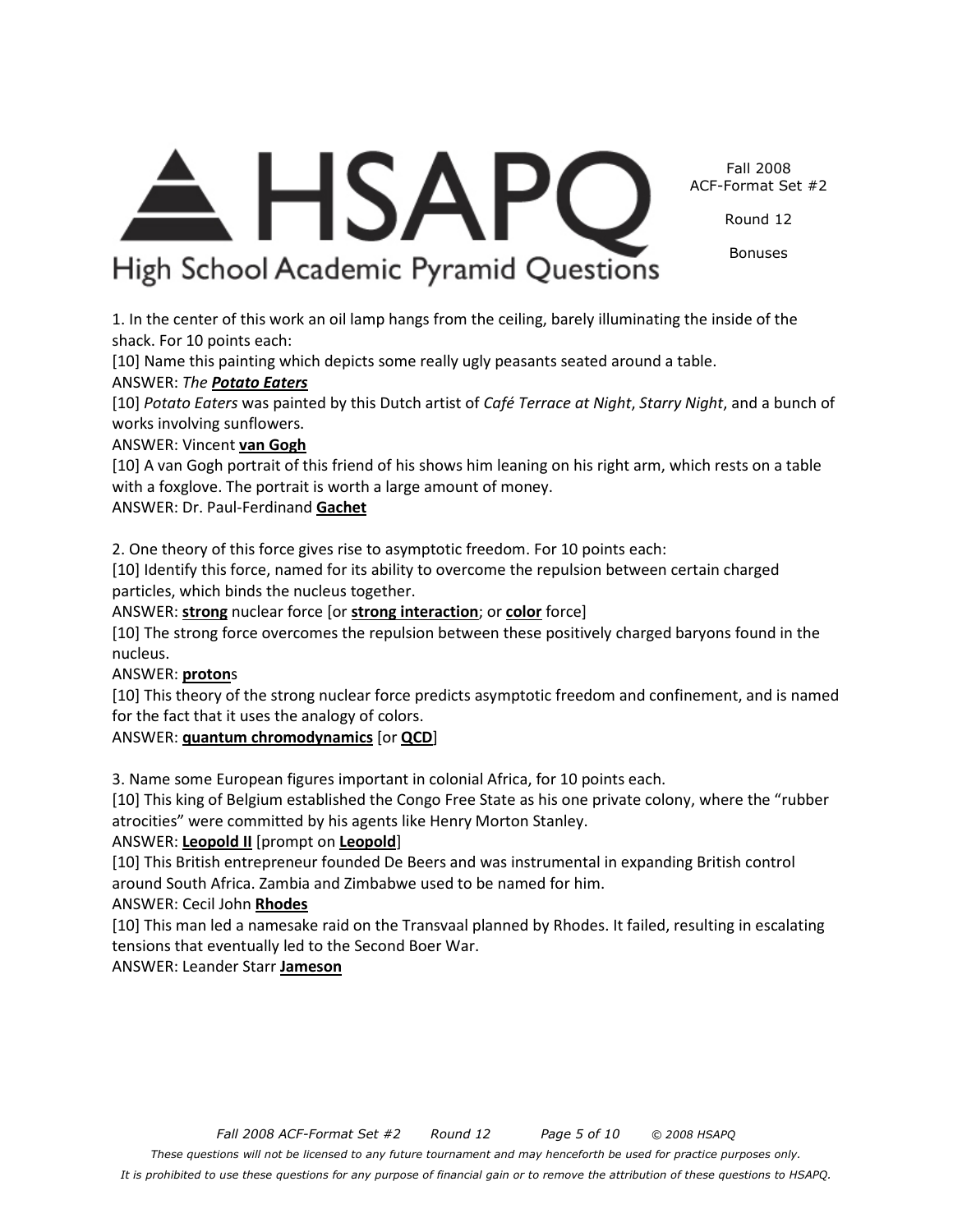1. In the center of this work an oil lamp hangs from the ceiling, barely illuminating the inside of the shack. For 10 points each:

[10] Name this painting which depicts some really ugly peasants seated around a table.

ANSWER: *The* ***Potato Eaters***

[10] *Potato Eaters* was painted by this Dutch artist of *Café Terrace at Night*, *Starry Night*, and a bunch of works involving sunflowers.

ANSWER: Vincent **van Gogh**

[10] A van Gogh portrait of this friend of his shows him leaning on his right arm, which rests on a table with a foxglove. The portrait is worth a large amount of money.

ANSWER: Dr. Paul-Ferdinand **Gachet**

2. One theory of this force gives rise to asymptotic freedom. For 10 points each:

[10] Identify this force, named for its ability to overcome the repulsion between certain charged particles, which binds the nucleus together.

ANSWER: **strong** nuclear force [or **strong interaction**; or **color** force]

[10] The strong force overcomes the repulsion between these positively charged baryons found in the nucleus.

ANSWER: **proton**s

[10] This theory of the strong nuclear force predicts asymptotic freedom and confinement, and is named for the fact that it uses the analogy of colors.

ANSWER: **quantum chromodynamics** [or **QCD**]

3. Name some European figures important in colonial Africa, for 10 points each.

[10] This king of Belgium established the Congo Free State as his one private colony, where the "rubber atrocities" were committed by his agents like Henry Morton Stanley.

ANSWER: **Leopold II** [prompt on **Leopold**]

[10] This British entrepreneur founded De Beers and was instrumental in expanding British control around South Africa. Zambia and Zimbabwe used to be named for him.

ANSWER: Cecil John **Rhodes**

[10] This man led a namesake raid on the Transvaal planned by Rhodes. It failed, resulting in escalating tensions that eventually led to the Second Boer War.

ANSWER: Leander Starr **Jameson**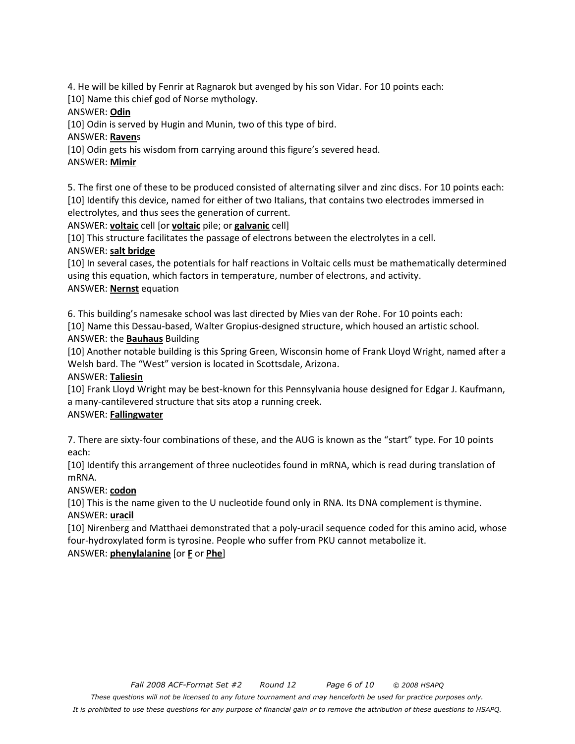4. He will be killed by Fenrir at Ragnarok but avenged by his son Vidar. For 10 points each:

[10] Name this chief god of Norse mythology.

ANSWER: **Odin**

[10] Odin is served by Hugin and Munin, two of this type of bird.

ANSWER: **Raven**s

[10] Odin gets his wisdom from carrying around this figure's severed head.

ANSWER: **Mimir**

5. The first one of these to be produced consisted of alternating silver and zinc discs. For 10 points each:

[10] Identify this device, named for either of two Italians, that contains two electrodes immersed in electrolytes, and thus sees the generation of current.

ANSWER: **voltaic** cell [or **voltaic** pile; or **galvanic** cell]

[10] This structure facilitates the passage of electrons between the electrolytes in a cell.

ANSWER: **salt bridge**

[10] In several cases, the potentials for half reactions in Voltaic cells must be mathematically determined using this equation, which factors in temperature, number of electrons, and activity.

ANSWER: **Nernst** equation

6. This building's namesake school was last directed by Mies van der Rohe. For 10 points each:

[10] Name this Dessau-based, Walter Gropius-designed structure, which housed an artistic school.

ANSWER: the **Bauhaus** Building

[10] Another notable building is this Spring Green, Wisconsin home of Frank Lloyd Wright, named after a Welsh bard. The "West" version is located in Scottsdale, Arizona.

ANSWER: **Taliesin**

[10] Frank Lloyd Wright may be best-known for this Pennsylvania house designed for Edgar J. Kaufmann, a many-cantilevered structure that sits atop a running creek.

ANSWER: **Fallingwater**

7. There are sixty-four combinations of these, and the AUG is known as the "start" type. For 10 points each:

[10] Identify this arrangement of three nucleotides found in mRNA, which is read during translation of mRNA.

ANSWER: **codon**

[10] This is the name given to the U nucleotide found only in RNA. Its DNA complement is thymine.

ANSWER: **uracil**

[10] Nirenberg and Matthaei demonstrated that a poly-uracil sequence coded for this amino acid, whose four-hydroxylated form is tyrosine. People who suffer from PKU cannot metabolize it.

ANSWER: **phenylalanine** [or **F** or **Phe**]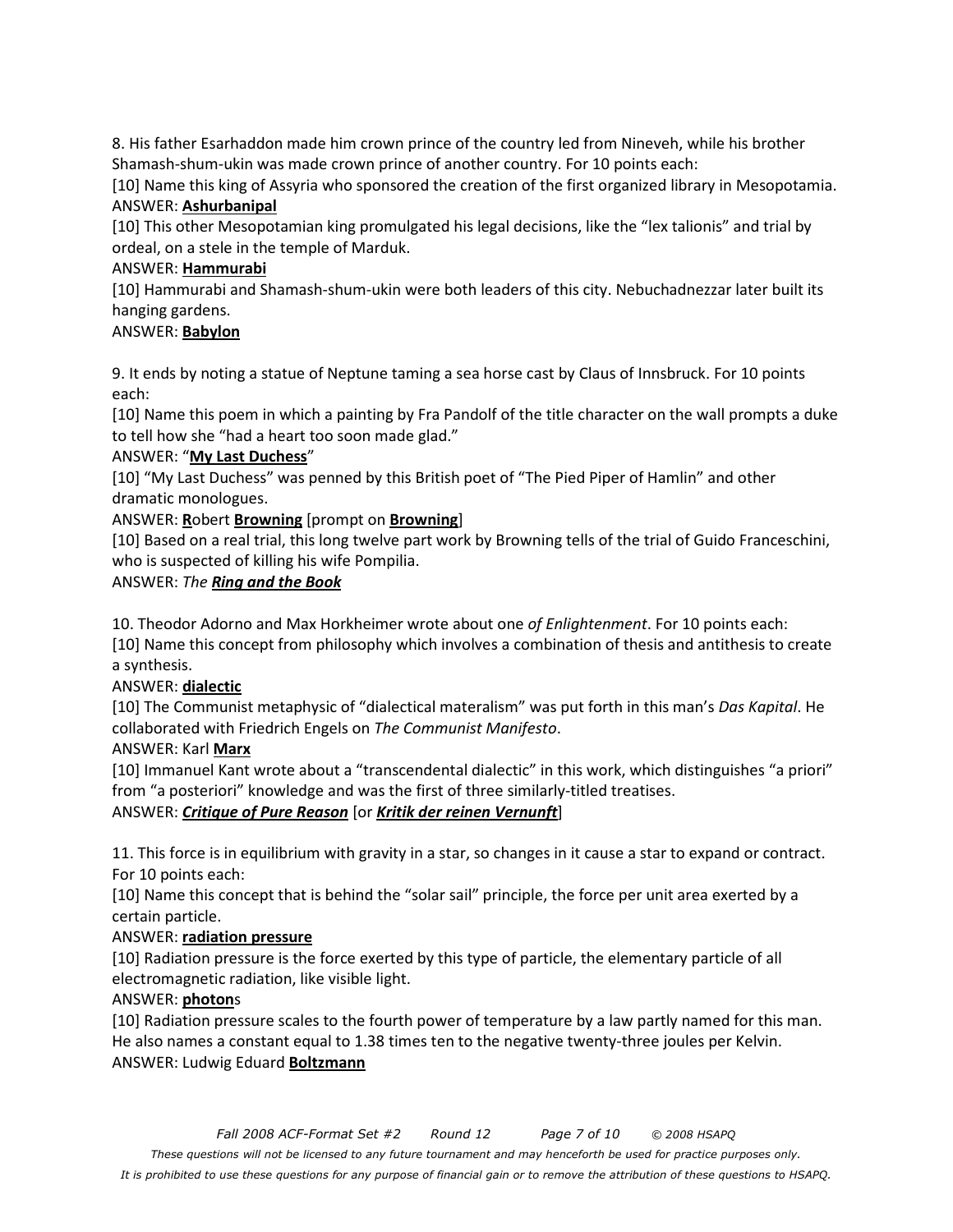8. His father Esarhaddon made him crown prince of the country led from Nineveh, while his brother Shamash-shum-ukin was made crown prince of another country. For 10 points each:

[10] Name this king of Assyria who sponsored the creation of the first organized library in Mesopotamia.

ANSWER: **Ashurbanipal**

[10] This other Mesopotamian king promulgated his legal decisions, like the "lex talionis" and trial by ordeal, on a stele in the temple of Marduk.

ANSWER: **Hammurabi**

[10] Hammurabi and Shamash-shum-ukin were both leaders of this city. Nebuchadnezzar later built its hanging gardens.

ANSWER: **Babylon**

9. It ends by noting a statue of Neptune taming a sea horse cast by Claus of Innsbruck. For 10 points each:

[10] Name this poem in which a painting by Fra Pandolf of the title character on the wall prompts a duke to tell how she "had a heart too soon made glad."

ANSWER: "**My Last Duchess**"

[10] "My Last Duchess" was penned by this British poet of "The Pied Piper of Hamlin" and other dramatic monologues.

ANSWER: **R**obert **Browning** [prompt on **Browning**]

[10] Based on a real trial, this long twelve part work by Browning tells of the trial of Guido Franceschini, who is suspected of killing his wife Pompilia.

ANSWER: *The* ***Ring and the Book***

10. Theodor Adorno and Max Horkheimer wrote about one *of Enlightenment*. For 10 points each:

[10] Name this concept from philosophy which involves a combination of thesis and antithesis to create a synthesis.

ANSWER: **dialectic**

[10] The Communist metaphysic of "dialectical materalism" was put forth in this man's *Das Kapital*. He collaborated with Friedrich Engels on *The Communist Manifesto*.

ANSWER: Karl **Marx**

[10] Immanuel Kant wrote about a "transcendental dialectic" in this work, which distinguishes "a priori" from "a posteriori" knowledge and was the first of three similarly-titled treatises.

ANSWER: ***Critique of Pure Reason*** [or ***Kritik der reinen Vernunft***]

11. This force is in equilibrium with gravity in a star, so changes in it cause a star to expand or contract. For 10 points each:

[10] Name this concept that is behind the "solar sail" principle, the force per unit area exerted by a certain particle.

ANSWER: **radiation pressure**

[10] Radiation pressure is the force exerted by this type of particle, the elementary particle of all electromagnetic radiation, like visible light.

ANSWER: **photon**s

[10] Radiation pressure scales to the fourth power of temperature by a law partly named for this man. He also names a constant equal to 1.38 times ten to the negative twenty-three joules per Kelvin.

ANSWER: Ludwig Eduard **Boltzmann**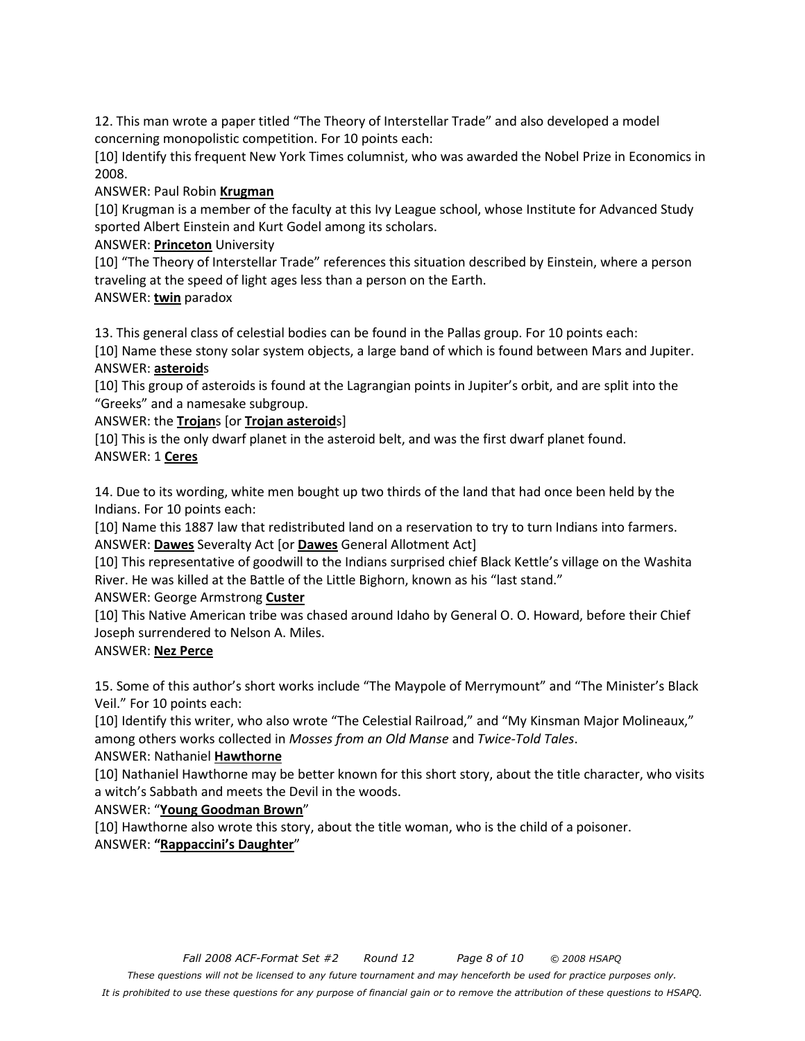12. This man wrote a paper titled "The Theory of Interstellar Trade" and also developed a model concerning monopolistic competition. For 10 points each:

[10] Identify this frequent New York Times columnist, who was awarded the Nobel Prize in Economics in 2008.

ANSWER: Paul Robin **Krugman**

[10] Krugman is a member of the faculty at this Ivy League school, whose Institute for Advanced Study sported Albert Einstein and Kurt Godel among its scholars.

ANSWER: **Princeton** University

[10] "The Theory of Interstellar Trade" references this situation described by Einstein, where a person traveling at the speed of light ages less than a person on the Earth.

ANSWER: **twin** paradox

13. This general class of celestial bodies can be found in the Pallas group. For 10 points each:

[10] Name these stony solar system objects, a large band of which is found between Mars and Jupiter.

ANSWER: **asteroid**s

[10] This group of asteroids is found at the Lagrangian points in Jupiter's orbit, and are split into the "Greeks" and a namesake subgroup.

ANSWER: the **Trojan**s [or **Trojan asteroid**s]

[10] This is the only dwarf planet in the asteroid belt, and was the first dwarf planet found.

ANSWER: 1 **Ceres**

14. Due to its wording, white men bought up two thirds of the land that had once been held by the Indians. For 10 points each:

[10] Name this 1887 law that redistributed land on a reservation to try to turn Indians into farmers.

ANSWER: **Dawes** Severalty Act [or **Dawes** General Allotment Act]

[10] This representative of goodwill to the Indians surprised chief Black Kettle's village on the Washita River. He was killed at the Battle of the Little Bighorn, known as his "last stand."

ANSWER: George Armstrong **Custer**

[10] This Native American tribe was chased around Idaho by General O. O. Howard, before their Chief Joseph surrendered to Nelson A. Miles.

ANSWER: **Nez Perce**

15. Some of this author's short works include "The Maypole of Merrymount" and "The Minister's Black Veil." For 10 points each:

[10] Identify this writer, who also wrote "The Celestial Railroad," and "My Kinsman Major Molineaux," among others works collected in *Mosses from an Old Manse* and *Twice-Told Tales*.

ANSWER: Nathaniel **Hawthorne**

[10] Nathaniel Hawthorne may be better known for this short story, about the title character, who visits a witch's Sabbath and meets the Devil in the woods.

ANSWER: "**Young Goodman Brown**"

[10] Hawthorne also wrote this story, about the title woman, who is the child of a poisoner.

ANSWER: **"Rappaccini's Daughter**"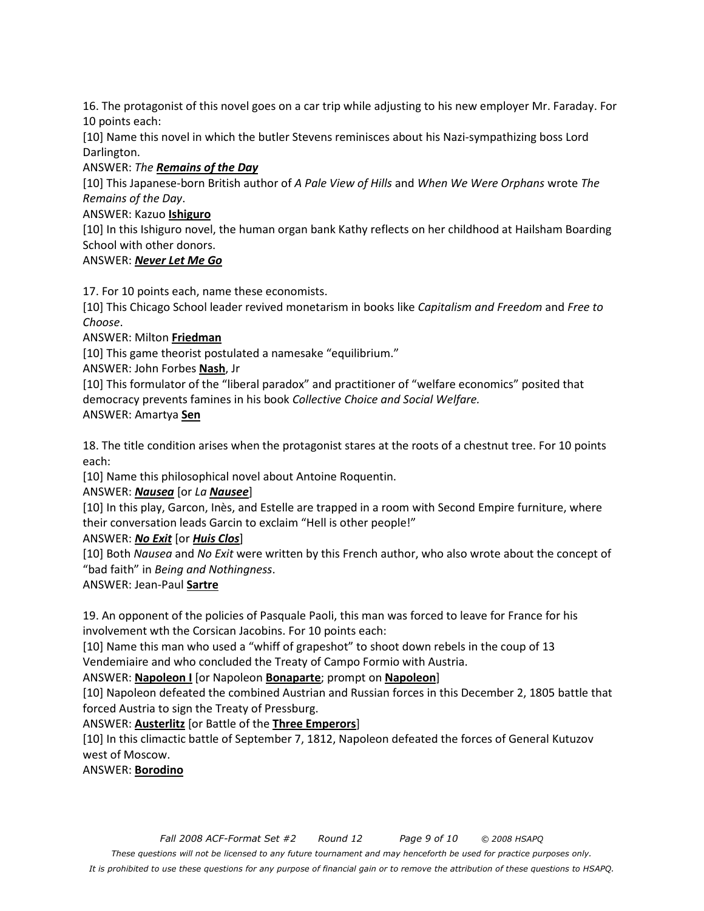16. The protagonist of this novel goes on a car trip while adjusting to his new employer Mr. Faraday. For 10 points each:

[10] Name this novel in which the butler Stevens reminisces about his Nazi-sympathizing boss Lord Darlington.

ANSWER: *The **Remains of the Day***

[10] This Japanese-born British author of *A Pale View of Hills* and *When We Were Orphans* wrote *The Remains of the Day*.

ANSWER: Kazuo **Ishiguro**

[10] In this Ishiguro novel, the human organ bank Kathy reflects on her childhood at Hailsham Boarding School with other donors.

ANSWER: ***Never Let Me Go***

17. For 10 points each, name these economists.

[10] This Chicago School leader revived monetarism in books like *Capitalism and Freedom* and *Free to Choose*.

ANSWER: Milton **Friedman**

[10] This game theorist postulated a namesake "equilibrium."

ANSWER: John Forbes **Nash**, Jr

[10] This formulator of the "liberal paradox" and practitioner of "welfare economics" posited that democracy prevents famines in his book *Collective Choice and Social Welfare.*

ANSWER: Amartya **Sen**

18. The title condition arises when the protagonist stares at the roots of a chestnut tree. For 10 points each:

[10] Name this philosophical novel about Antoine Roquentin.

ANSWER: ***Nausea*** [or *La **Nausee***]

[10] In this play, Garcon, Inès, and Estelle are trapped in a room with Second Empire furniture, where their conversation leads Garcin to exclaim "Hell is other people!"

ANSWER: ***No Exit*** [or ***Huis Clos***]

[10] Both *Nausea* and *No Exit* were written by this French author, who also wrote about the concept of "bad faith" in *Being and Nothingness*.

ANSWER: Jean-Paul **Sartre**

19. An opponent of the policies of Pasquale Paoli, this man was forced to leave for France for his involvement wth the Corsican Jacobins. For 10 points each:

[10] Name this man who used a "whiff of grapeshot" to shoot down rebels in the coup of 13 Vendemiaire and who concluded the Treaty of Campo Formio with Austria.

ANSWER: **Napoleon I** [or Napoleon **Bonaparte**; prompt on **Napoleon**]

[10] Napoleon defeated the combined Austrian and Russian forces in this December 2, 1805 battle that forced Austria to sign the Treaty of Pressburg.

ANSWER: **Austerlitz** [or Battle of the **Three Emperors**]

[10] In this climactic battle of September 7, 1812, Napoleon defeated the forces of General Kutuzov west of Moscow.

ANSWER: **Borodino**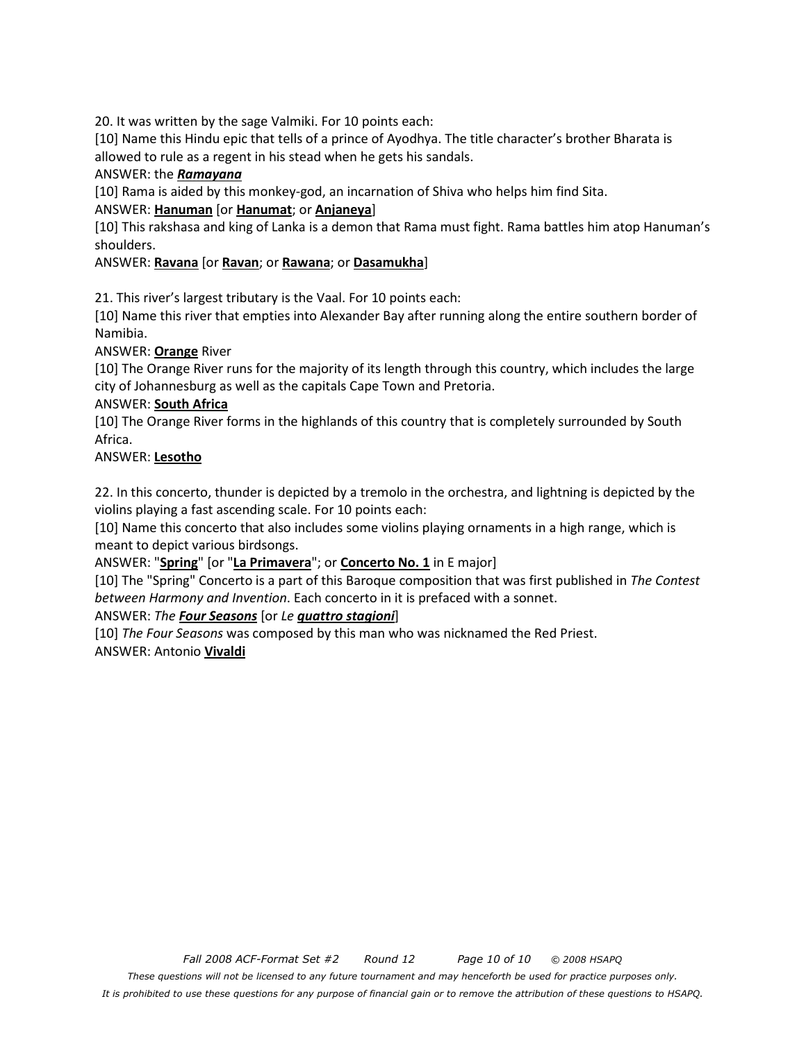20. It was written by the sage Valmiki. For 10 points each:

[10] Name this Hindu epic that tells of a prince of Ayodhya. The title character's brother Bharata is allowed to rule as a regent in his stead when he gets his sandals.

ANSWER: the ***Ramayana***

[10] Rama is aided by this monkey-god, an incarnation of Shiva who helps him find Sita.

ANSWER: **Hanuman** [or **Hanumat**; or **Anjaneya**]

[10] This rakshasa and king of Lanka is a demon that Rama must fight. Rama battles him atop Hanuman's shoulders.

ANSWER: **Ravana** [or **Ravan**; or **Rawana**; or **Dasamukha**]

21. This river's largest tributary is the Vaal. For 10 points each:

[10] Name this river that empties into Alexander Bay after running along the entire southern border of Namibia.

ANSWER: **Orange** River

[10] The Orange River runs for the majority of its length through this country, which includes the large city of Johannesburg as well as the capitals Cape Town and Pretoria.

ANSWER: **South Africa**

[10] The Orange River forms in the highlands of this country that is completely surrounded by South Africa.

ANSWER: **Lesotho**

22. In this concerto, thunder is depicted by a tremolo in the orchestra, and lightning is depicted by the violins playing a fast ascending scale. For 10 points each:

[10] Name this concerto that also includes some violins playing ornaments in a high range, which is meant to depict various birdsongs.

ANSWER: "**Spring**" [or "**La Primavera**"; or **Concerto No. 1** in E major]

[10] The "Spring" Concerto is a part of this Baroque composition that was first published in *The Contest between Harmony and Invention*. Each concerto in it is prefaced with a sonnet.

ANSWER: *The* ***Four Seasons*** [or *Le* ***quattro stagioni***]

[10] *The Four Seasons* was composed by this man who was nicknamed the Red Priest.

ANSWER: Antonio **Vivaldi**